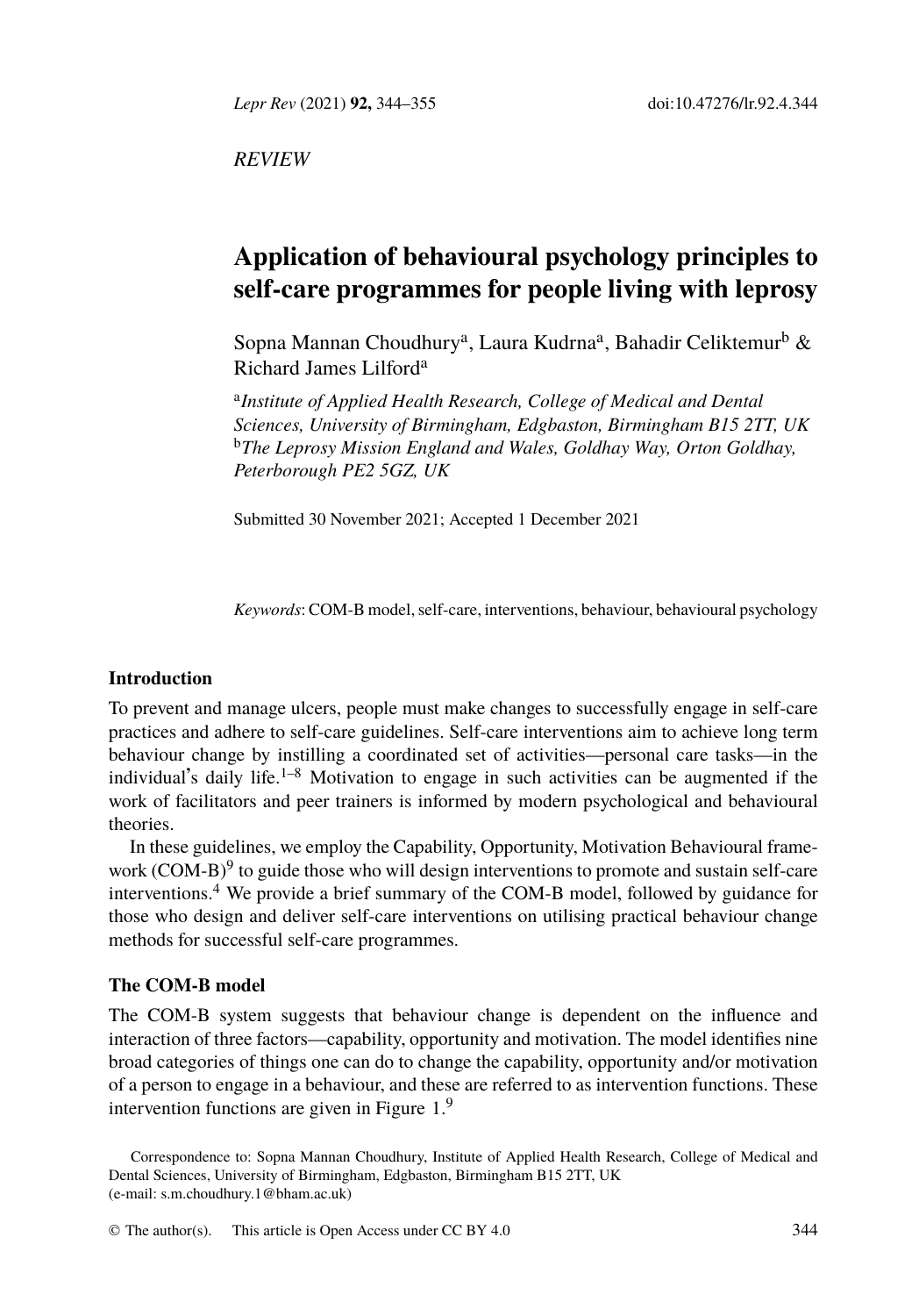*REVIEW*

# Application of behavioural psychology principles to self-care programmes for people living with leprosy

Sopna Mannan Choudhury[a], Laura Kudrna[a], Bahadir Celiktemur[b] & Richard James Lilford[a]

[a]*Institute of Applied Health Research, College of Medical and Dental Sciences, University of Birmingham, Edgbaston, Birmingham B15 2TT, UK*
[b]*The Leprosy Mission England and Wales, Goldhay Way, Orton Goldhay, Peterborough PE2 5GZ, UK*

Submitted 30 November 2021; Accepted 1 December 2021

*Keywords*: COM-B model, self-care, interventions, behaviour, behavioural psychology

## Introduction

To prevent and manage ulcers, people must make changes to successfully engage in self-care practices and adhere to self-care guidelines. Self-care interventions aim to achieve long term behaviour change by instilling a coordinated set of activities—personal care tasks—in the individual's daily life.[1–8] Motivation to engage in such activities can be augmented if the work of facilitators and peer trainers is informed by modern psychological and behavioural theories.

In these guidelines, we employ the Capability, Opportunity, Motivation Behavioural framework (COM-B)[9] to guide those who will design interventions to promote and sustain self-care interventions.[4] We provide a brief summary of the COM-B model, followed by guidance for those who design and deliver self-care interventions on utilising practical behaviour change methods for successful self-care programmes.

## The COM-B model

The COM-B system suggests that behaviour change is dependent on the influence and interaction of three factors—capability, opportunity and motivation. The model identifies nine broad categories of things one can do to change the capability, opportunity and/or motivation of a person to engage in a behaviour, and these are referred to as intervention functions. These intervention functions are given in Figure 1.[9]

Correspondence to: Sopna Mannan Choudhury, Institute of Applied Health Research, College of Medical and Dental Sciences, University of Birmingham, Edgbaston, Birmingham B15 2TT, UK
(e-mail: s.m.choudhury.1@bham.ac.uk)

© The author(s). This article is Open Access under CC BY 4.0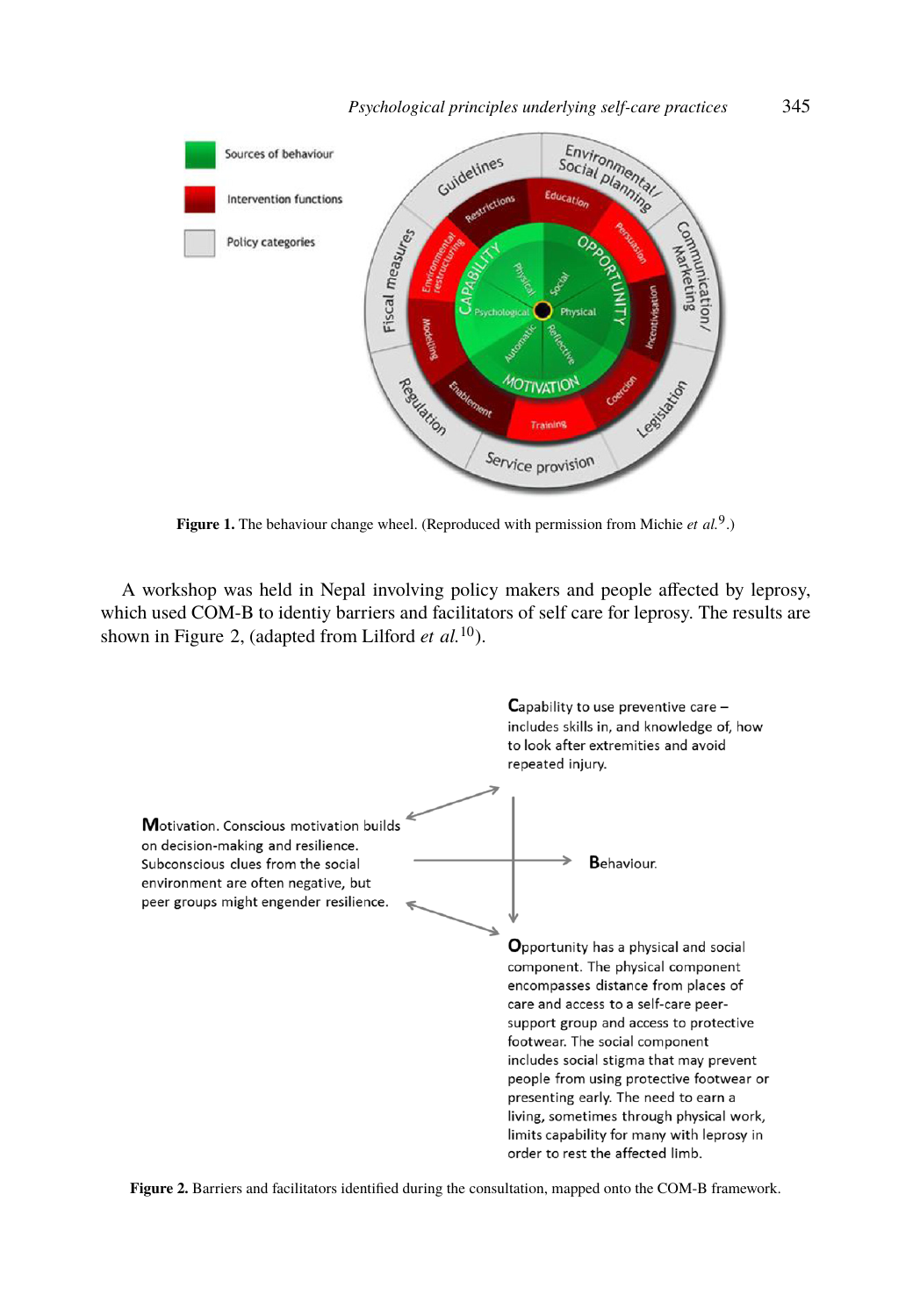**Figure 1.** The behaviour change wheel. (Reproduced with permission from Michie *et al.*[9].)

A workshop was held in Nepal involving policy makers and people affected by leprosy, which used COM-B to identiy barriers and facilitators of self care for leprosy. The results are shown in Figure 2, (adapted from Lilford *et al.*[10]).

**C**apability to use preventive care – includes skills in, and knowledge of, how to look after extremities and avoid repeated injury.

**M**otivation. Conscious motivation builds on decision-making and resilience. Subconscious clues from the social environment are often negative, but peer groups might engender resilience.

**B**ehaviour.

**O**pportunity has a physical and social component. The physical component encompasses distance from places of care and access to a self-care peer-support group and access to protective footwear. The social component includes social stigma that may prevent people from using protective footwear or presenting early. The need to earn a living, sometimes through physical work, limits capability for many with leprosy in order to rest the affected limb.

**Figure 2.** Barriers and facilitators identified during the consultation, mapped onto the COM-B framework.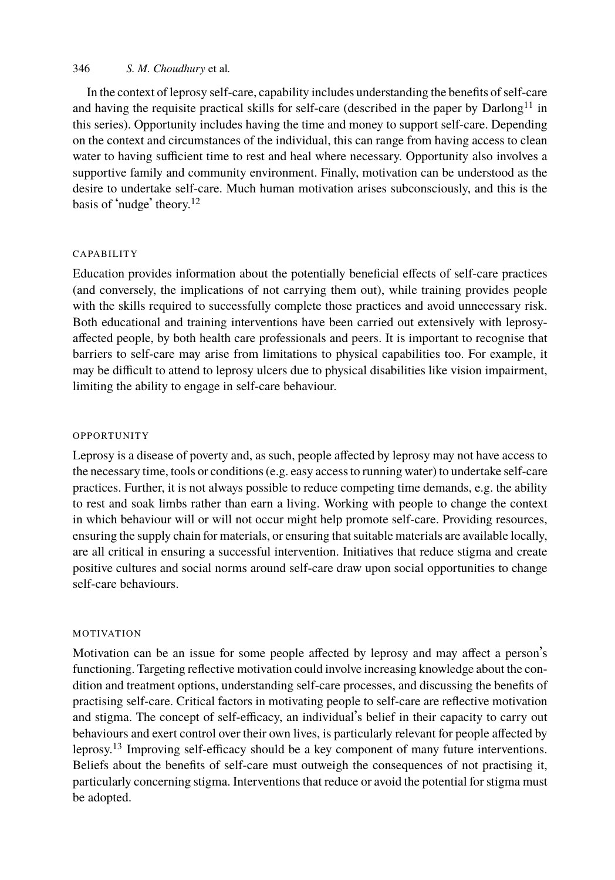In the context of leprosy self-care, capability includes understanding the benefits of self-care and having the requisite practical skills for self-care (described in the paper by Darlong[11] in this series). Opportunity includes having the time and money to support self-care. Depending on the context and circumstances of the individual, this can range from having access to clean water to having sufficient time to rest and heal where necessary. Opportunity also involves a supportive family and community environment. Finally, motivation can be understood as the desire to undertake self-care. Much human motivation arises subconsciously, and this is the basis of 'nudge' theory.[12]

## CAPABILITY

Education provides information about the potentially beneficial effects of self-care practices (and conversely, the implications of not carrying them out), while training provides people with the skills required to successfully complete those practices and avoid unnecessary risk. Both educational and training interventions have been carried out extensively with leprosy-affected people, by both health care professionals and peers. It is important to recognise that barriers to self-care may arise from limitations to physical capabilities too. For example, it may be difficult to attend to leprosy ulcers due to physical disabilities like vision impairment, limiting the ability to engage in self-care behaviour.

## OPPORTUNITY

Leprosy is a disease of poverty and, as such, people affected by leprosy may not have access to the necessary time, tools or conditions (e.g. easy access to running water) to undertake self-care practices. Further, it is not always possible to reduce competing time demands, e.g. the ability to rest and soak limbs rather than earn a living. Working with people to change the context in which behaviour will or will not occur might help promote self-care. Providing resources, ensuring the supply chain for materials, or ensuring that suitable materials are available locally, are all critical in ensuring a successful intervention. Initiatives that reduce stigma and create positive cultures and social norms around self-care draw upon social opportunities to change self-care behaviours.

## MOTIVATION

Motivation can be an issue for some people affected by leprosy and may affect a person's functioning. Targeting reflective motivation could involve increasing knowledge about the condition and treatment options, understanding self-care processes, and discussing the benefits of practising self-care. Critical factors in motivating people to self-care are reflective motivation and stigma. The concept of self-efficacy, an individual's belief in their capacity to carry out behaviours and exert control over their own lives, is particularly relevant for people affected by leprosy.[13] Improving self-efficacy should be a key component of many future interventions. Beliefs about the benefits of self-care must outweigh the consequences of not practising it, particularly concerning stigma. Interventions that reduce or avoid the potential for stigma must be adopted.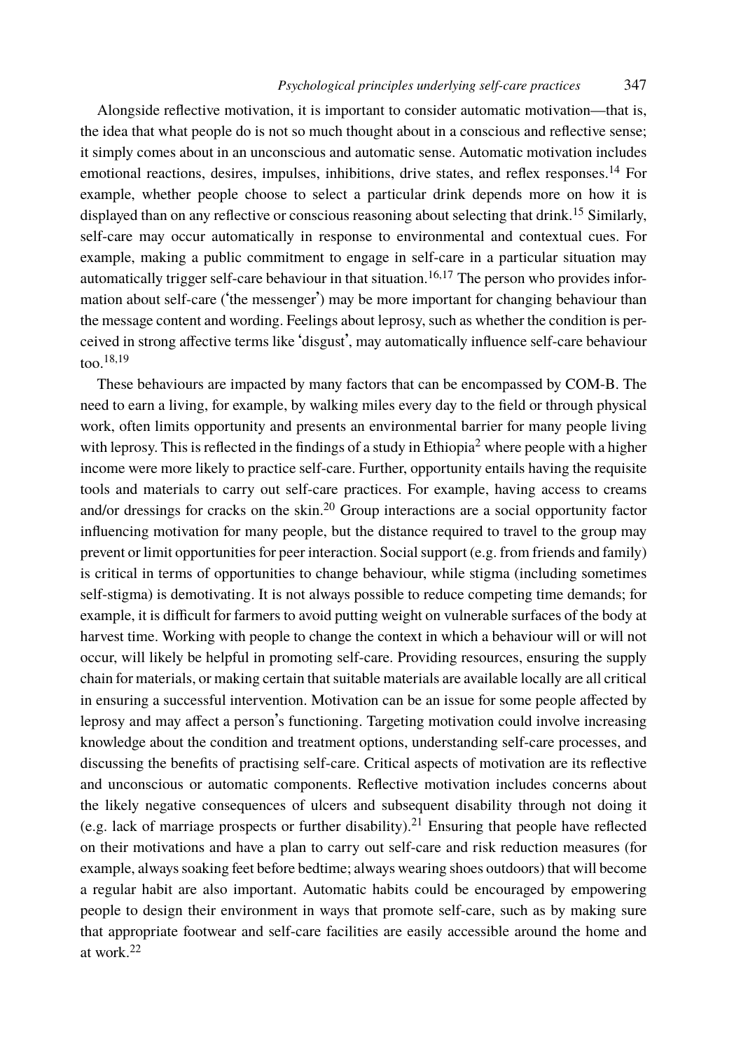Alongside reflective motivation, it is important to consider automatic motivation—that is, the idea that what people do is not so much thought about in a conscious and reflective sense; it simply comes about in an unconscious and automatic sense. Automatic motivation includes emotional reactions, desires, impulses, inhibitions, drive states, and reflex responses.[14] For example, whether people choose to select a particular drink depends more on how it is displayed than on any reflective or conscious reasoning about selecting that drink.[15] Similarly, self-care may occur automatically in response to environmental and contextual cues. For example, making a public commitment to engage in self-care in a particular situation may automatically trigger self-care behaviour in that situation.[16,17] The person who provides information about self-care ('the messenger') may be more important for changing behaviour than the message content and wording. Feelings about leprosy, such as whether the condition is perceived in strong affective terms like 'disgust', may automatically influence self-care behaviour too.[18,19]

These behaviours are impacted by many factors that can be encompassed by COM-B. The need to earn a living, for example, by walking miles every day to the field or through physical work, often limits opportunity and presents an environmental barrier for many people living with leprosy. This is reflected in the findings of a study in Ethiopia[2] where people with a higher income were more likely to practice self-care. Further, opportunity entails having the requisite tools and materials to carry out self-care practices. For example, having access to creams and/or dressings for cracks on the skin.[20] Group interactions are a social opportunity factor influencing motivation for many people, but the distance required to travel to the group may prevent or limit opportunities for peer interaction. Social support (e.g. from friends and family) is critical in terms of opportunities to change behaviour, while stigma (including sometimes self-stigma) is demotivating. It is not always possible to reduce competing time demands; for example, it is difficult for farmers to avoid putting weight on vulnerable surfaces of the body at harvest time. Working with people to change the context in which a behaviour will or will not occur, will likely be helpful in promoting self-care. Providing resources, ensuring the supply chain for materials, or making certain that suitable materials are available locally are all critical in ensuring a successful intervention. Motivation can be an issue for some people affected by leprosy and may affect a person's functioning. Targeting motivation could involve increasing knowledge about the condition and treatment options, understanding self-care processes, and discussing the benefits of practising self-care. Critical aspects of motivation are its reflective and unconscious or automatic components. Reflective motivation includes concerns about the likely negative consequences of ulcers and subsequent disability through not doing it (e.g. lack of marriage prospects or further disability).[21] Ensuring that people have reflected on their motivations and have a plan to carry out self-care and risk reduction measures (for example, always soaking feet before bedtime; always wearing shoes outdoors) that will become a regular habit are also important. Automatic habits could be encouraged by empowering people to design their environment in ways that promote self-care, such as by making sure that appropriate footwear and self-care facilities are easily accessible around the home and at work.[22]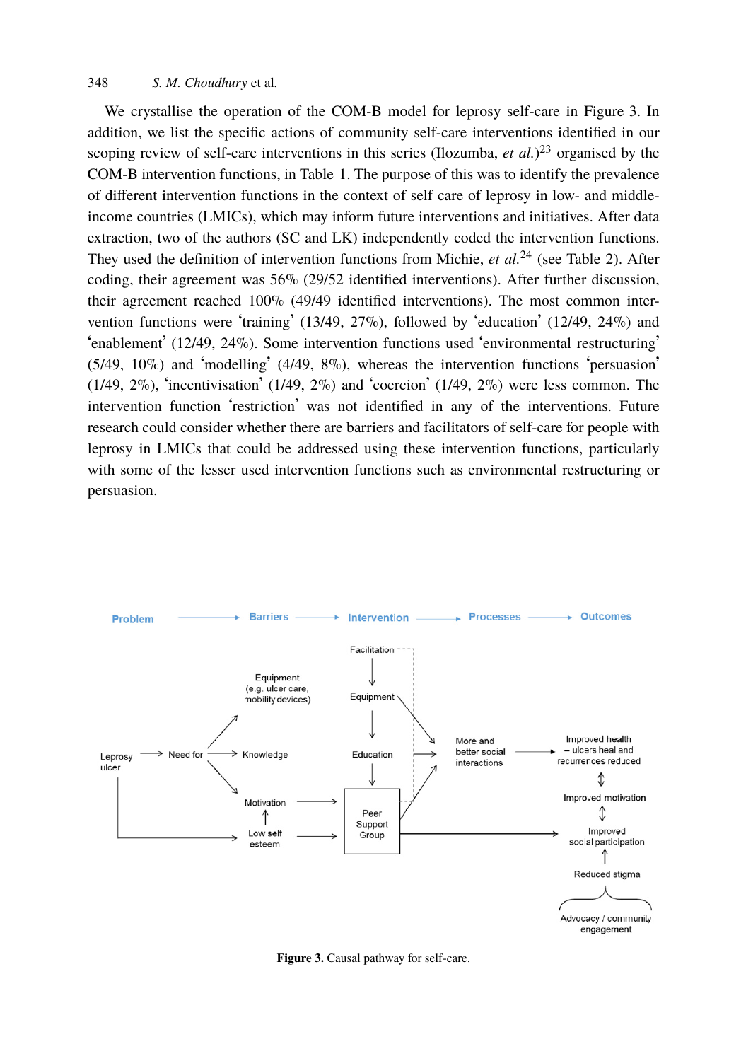We crystallise the operation of the COM-B model for leprosy self-care in Figure 3. In addition, we list the specific actions of community self-care interventions identified in our scoping review of self-care interventions in this series (Ilozumba, *et al.*)[23] organised by the COM-B intervention functions, in Table 1. The purpose of this was to identify the prevalence of different intervention functions in the context of self care of leprosy in low- and middle-income countries (LMICs), which may inform future interventions and initiatives. After data extraction, two of the authors (SC and LK) independently coded the intervention functions. They used the definition of intervention functions from Michie, *et al.*[24] (see Table 2). After coding, their agreement was 56% (29/52 identified interventions). After further discussion, their agreement reached 100% (49/49 identified interventions). The most common intervention functions were 'training' (13/49, 27%), followed by 'education' (12/49, 24%) and 'enablement' (12/49, 24%). Some intervention functions used 'environmental restructuring' (5/49, 10%) and 'modelling' (4/49, 8%), whereas the intervention functions 'persuasion' (1/49, 2%), 'incentivisation' (1/49, 2%) and 'coercion' (1/49, 2%) were less common. The intervention function 'restriction' was not identified in any of the interventions. Future research could consider whether there are barriers and facilitators of self-care for people with leprosy in LMICs that could be addressed using these intervention functions, particularly with some of the lesser used intervention functions such as environmental restructuring or persuasion.

**Figure 3.** Causal pathway for self-care.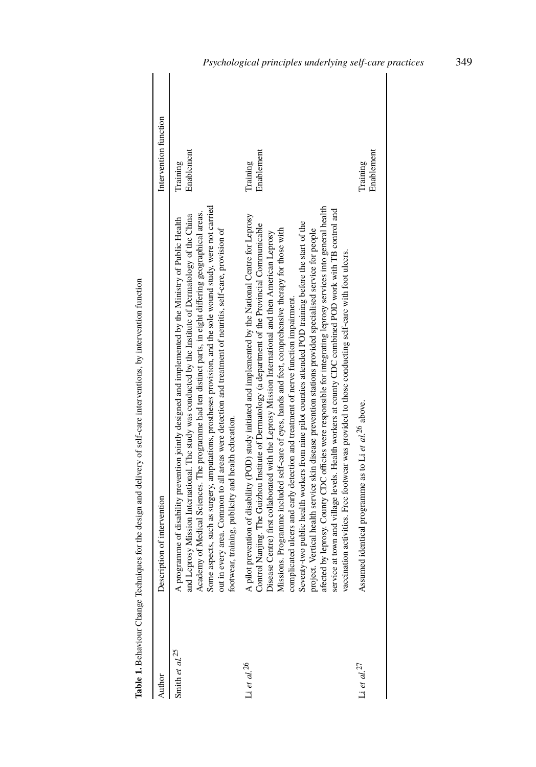**Table 1.** Behaviour Change Techniques for the design and delivery of self-care interventions, by intervention function

| Author | Description of intervention | Intervention function |
|---|---|---|
| Smith *et al.*[25] | A programme of disability prevention jointly designed and implemented by the Ministry of Public Health and Leprosy Mission International. The study was conducted by the Institute of Dermatology of the China Academy of Medical Sciences. The programme had ten distinct parts, in eight differing geographical areas. Some aspects, such as surgery, amputations, prostheses provision, and the sole wound study, were not carried out in every area. Common to all areas were detection and treatment of neuritis, self-care, provision of footwear, training, publicity and health education. | Training<br>Enablement |
| Li *et al.*[26] | A pilot prevention of disability (POD) study initiated and implemented by the National Centre for Leprosy Control Nanjing. The Guizhou Institute of Dermatology (a department of the Provincial Communicable Disease Centre) first collaborated with the Leprosy Mission International and then American Leprosy Missions. Programme included self-care of eyes, hands and feet, comprehensive therapy for those with complicated ulcers and early detection and treatment of nerve function impairment. Seventy-two public health workers from nine pilot counties attended POD training before the start of the project. Vertical health service skin disease prevention stations provided specialised service for people affected by leprosy. County CDC officies were responsible for integrating leprosy services into general health service at town and village levels. Health workers at county CDC combined POD work with TB control and vaccination activities. Free footwear was provided to those conducting self-care with foot ulcers. | Training<br>Enablement |
| Li *et al.*[27] | Assumed identical programme as to Li *et al.*[26] above. | Training<br>Enablement |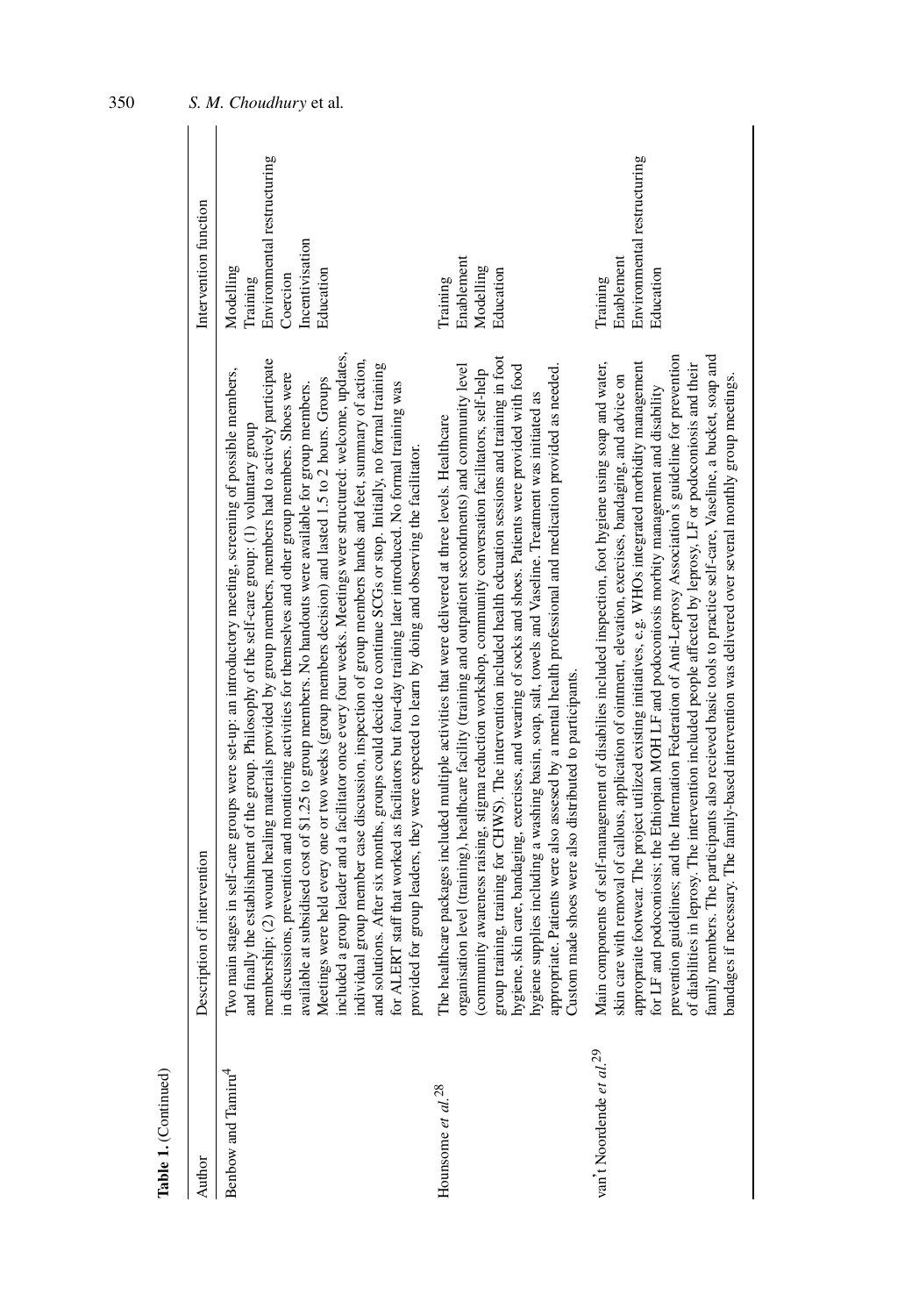**Table 1.** (Continued)

| Author | Description of intervention | Intervention function |
|---|---|---|
| Benbow and Tamiru[4] | Two main stages in self-care groups were set-up: an introductory meeting, screening of possible members, and finally the establishment of the group. Philosophy of the self-care group: (1) voluntary group membership; (2) wound healing materials provided by group members, members had to actively participate in discussions, prevention and monitoring activities for themselves and other group members. Shoes were available at subsidised cost of $1.25 to group members. No handouts were available for group members. Meetings were held every one or two weeks (group members decision) and lasted 1.5 to 2 hours. Groups included a group leader and a facilitator once every four weeks. Meetings were structured: welcome, updates, individual group member case discussion, inspection of group members hands and feet, summary of action, and solutions. After six months, groups could decide to continue SCGs or stop. Initially, no formal training for ALERT staff that worked as faciliators but four-day training later introduced. No formal training was provided for group leaders, they were expected to learn by doing and observing the facilitator. | Modelling<br>Training<br>Environmental restructuring<br>Coercion<br>Incentivisation<br>Education |
| Hounsome *et al.*[28] | The healthcare packages included multiple activities that were delivered at three levels. Healthcare organisation level (training), healthcare facility (training and outpatient secondments) and community level (community awareness raising, stigma reduction workshop, community conversation facilitators, self-help group training, training for CHWS). The intervention included health edcuation sessions and training in foot hygiene, skin care, bandaging, exercises, and wearing of socks and shoes. Patients were provided with food hygiene supplies including a washing basin, soap, salt, towels and Vaseline. Treatment was initiated as appropriate. Patients were also assesed by a mental health professional and medication provided as needed. Custom made shoes were also distributed to participants. | Training<br>Enablement<br>Modelling<br>Education |
| van't Noordende *et al.*[29] | Main components of self-management of disabilies included inspection, foot hygiene using soap and water, skin care with removal of callous, application of ointment, elevation, exercises, bandaging, and advice on appropraite footwear. The project utilized existing initiatives, e.g. WHOs integrated morbidity management for LF and podoconiosis; the Ethiopian MOH LF and podoconiosis morbity management and disability prevention guidelines; and the Internation Federation of Anti-Leprosy Association's guideline for prevention of diabilities in leprosy. The intervention included people affected by leprosy, LF or podoconiosis and their family members. The participants also recieved basic tools to practice self-care, Vaseline, a bucket, soap and bandages if necessary. The family-based intervention was delivered over several monthly group meetings. | Training<br>Enablement<br>Environmental restructuring<br>Education |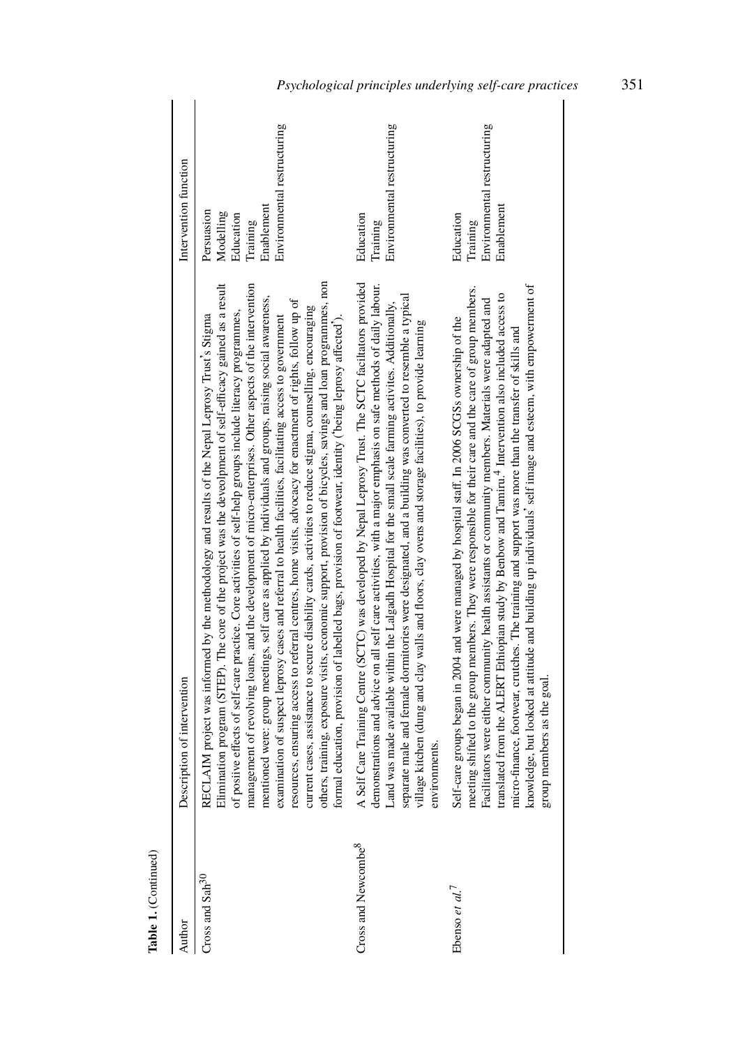**Table 1.** (Continued)

| Author | Description of intervention | Intervention function |
| --- | --- | --- |
| Cross and Sah[30] | RECLAIM project was informed by the methodology and results of the Nepal Leprosy Trust's Stigma Elimination program (STEP). The core of the project was the development of self-efficacy gained as a result of positive effects of self-care practice. Core activities of self-help groups include literacy programmes, management of revolving loans, and the development of micro-enterprises. Other aspects of the intervention mentioned were: group meetings, self care as applied by individuals and groups, raising social awareness, examination of suspect leprosy cases and referral to health facilities, facilitating access to government resources, ensuring access to referral centres, home visits, advocacy for enactment of rights, follow up of current cases, assistance to secure disability cards, activities to reduce stigma, counselling, encouraging others, training, exposure visits, economic support, provision of bicycles, savings and loan programmes, non formal education, provision of labelled bags, provision of footwear, identity ('being leprosy affected'). | Persuasion<br>Modelling<br>Education<br>Training<br>Enablement<br>Environmental restructuring |
| Cross and Newcombe[8] | A Self Care Training Centre (SCTC) was developed by Nepal Leprosy Trust. The SCTC faciltators provided demonstrations and advice on all self care activities, with a major emphasis on safe methods of daily labour. Land was made available within the Lalgadh Hospital for the small scale farming activites. Additionally, separate male and female dormitories were designated, and a building was converted to resemble a typical village kitchen (dung and clay walls and floors, clay ovens and storage facilities), to provide learning environments. | Education<br>Training<br>Environmental restructuring |
| Ebenso *et al.*[7] | Self-care groups began in 2004 and were managed by hospital staff. In 2006 SCGSs ownership of the meeting shifted to the group members. They were responsible for their care and the care of group members. Facilitators were either community health assistants or community members. Materials were adapted and translated from the ALERT Ethiopian study by Benbow and Tamiru.[4] Intervention also included access to micro-finance, footwear, crutches. The training and support was more than the transfer of skills and knowledge, but looked at attitude and building up individuals' self image and esteem, with empowerment of group members as the goal. | Education<br>Training<br>Environmental restructuring<br>Enablement |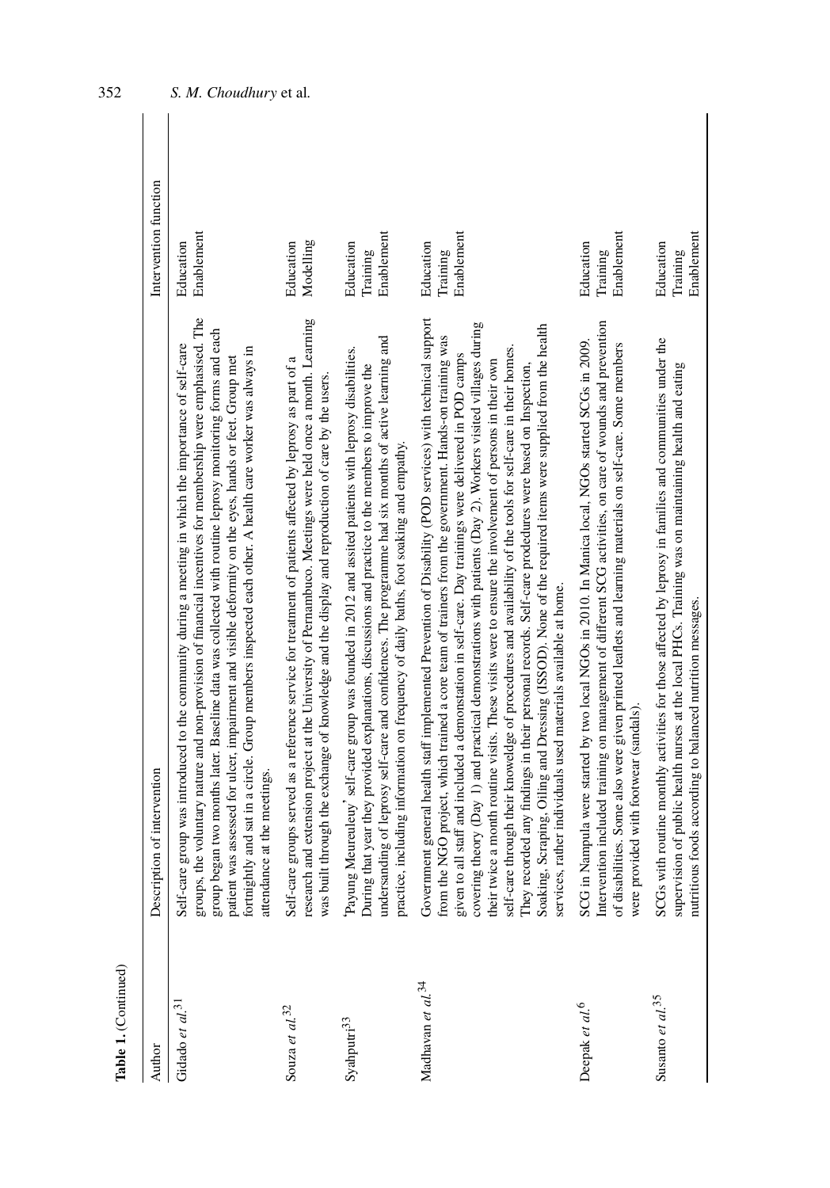**Table 1.** (Continued)

| Author | Description of intervention | Intervention function |
|---|---|---|
| Gidado *et al.*[31] | Self-care group was introduced to the community during a meeting in which the importance of self-care groups, the voluntary nature and non-provision of financial incentives for membership were emphasised. The group began two months later. Baseline data was collected with routine leprosy monitoring forms and each patient was assessed for ulcer, impairment and visible deformity on the eyes, hands or feet. Group met fortnightly and sat in a circle. Group members inspected each other. A health care worker was always in attendance at the meetings. | Education<br>Enablement |
| Souza *et al.*[32] | Self-care groups served as a reference service for treatment of patients affected by leprosy as part of a research and extension project at the University of Pernambuco. Meetings were held once a month. Learning was built through the exchange of knowledge and the display and reproduction of care by the users. | Education<br>Modelling |
| Syahputri[33] | 'Payung Meureuleuy' self-care group was founded in 2012 and assited patients with leprosy disabilities. During that year they provided explanations, discussions and practice to the members to improve the undersanding of leprosy self-care and confidences. The programme had six months of active learning and practice, including information on frequency of daily baths, foot soaking and empathy. | Education<br>Training<br>Enablement |
| Madhavan *et al.*[34] | Government general health staff implemented Prevention of Disability (POD services) with technical support from the NGO project, which trained a core team of trainers from the government. Hands-on training was given to all staff and included a demonstation in self-care. Day trainings were delivered in POD camps covering theory (Day 1) and practical demonstrations with patients (Day 2). Workers visited villages during their twice a month routine visits. These visits were to ensure the involvement of persons in their own self-care through their knowledge of procedures and availability of the tools for self-care in their homes. They recorded any findings in their personal records. Self-care prodedures were based on Inspection, Soaking, Scraping, Oiling and Dressing (ISSOD). None of the required items were supplied from the health services, rather individuals used materials available at home. | Education<br>Training<br>Enablement |
| Deepak *et al.*[6] | SCG in Nampula were started by two local NGOs in 2010. In Manica local, NGOs started SCGs in 2009. Intervention included training on management of different SCG activities, on care of wounds and prevention of disabilities. Some also were given printed leaflets and learning materials on self-care. Some members were provided with footwear (sandals). | Education<br>Training<br>Enablement |
| Susanto *et al.*[35] | SCGs with routine monthly activities for those affected by leprosy in families and communities under the supervision of public health nurses at the local PHCs. Training was on maintaining health and eating nutritious foods according to balanced nutrition messages. | Education<br>Training<br>Enablement |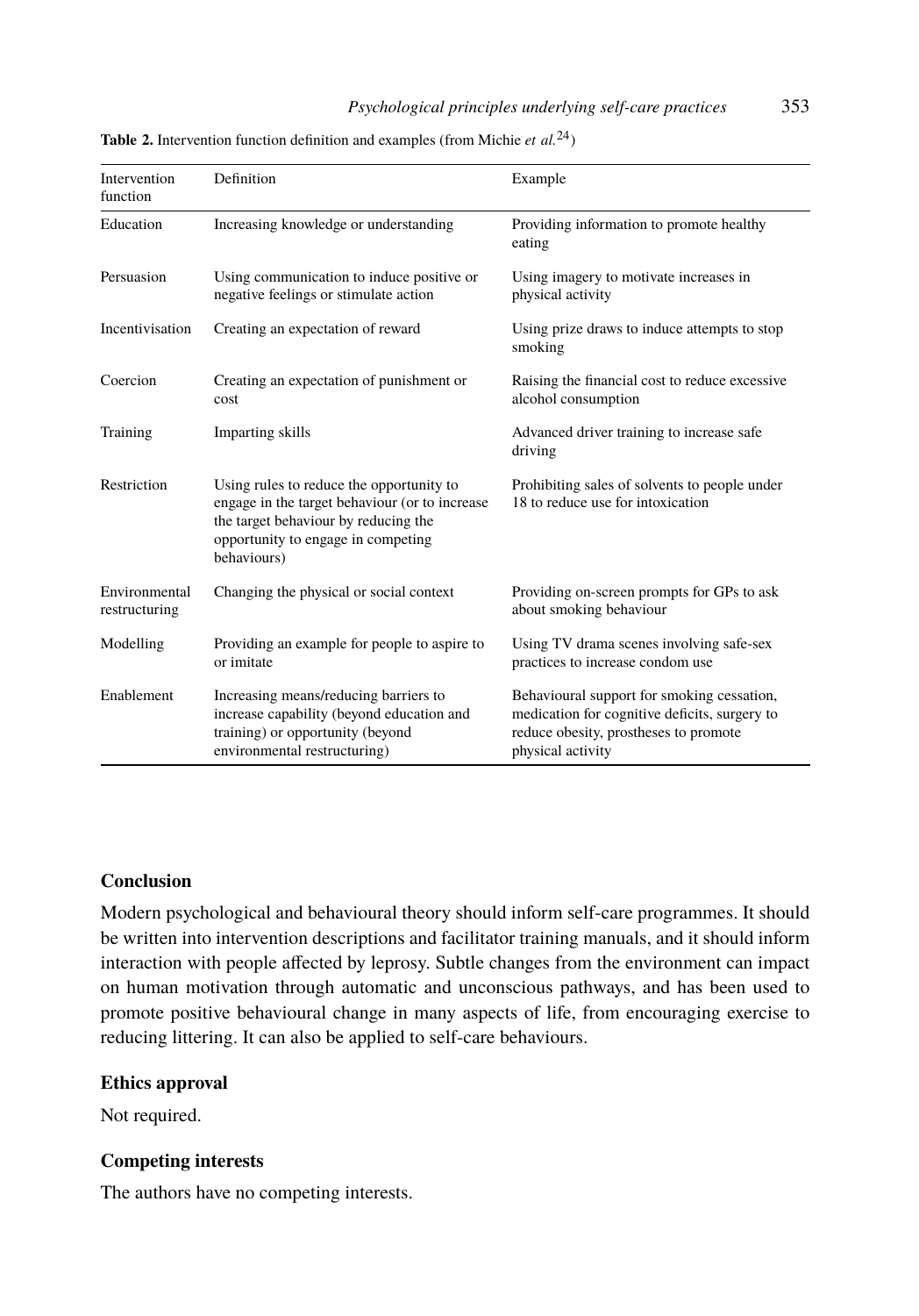**Table 2.** Intervention function definition and examples (from Michie *et al.*[24])

| Intervention function | Definition | Example |
|---|---|---|
| Education | Increasing knowledge or understanding | Providing information to promote healthy eating |
| Persuasion | Using communication to induce positive or negative feelings or stimulate action | Using imagery to motivate increases in physical activity |
| Incentivisation | Creating an expectation of reward | Using prize draws to induce attempts to stop smoking |
| Coercion | Creating an expectation of punishment or cost | Raising the financial cost to reduce excessive alcohol consumption |
| Training | Imparting skills | Advanced driver training to increase safe driving |
| Restriction | Using rules to reduce the opportunity to engage in the target behaviour (or to increase the target behaviour by reducing the opportunity to engage in competing behaviours) | Prohibiting sales of solvents to people under 18 to reduce use for intoxication |
| Environmental restructuring | Changing the physical or social context | Providing on-screen prompts for GPs to ask about smoking behaviour |
| Modelling | Providing an example for people to aspire to or imitate | Using TV drama scenes involving safe-sex practices to increase condom use |
| Enablement | Increasing means/reducing barriers to increase capability (beyond education and training) or opportunity (beyond environmental restructuring) | Behavioural support for smoking cessation, medication for cognitive deficits, surgery to reduce obesity, prostheses to promote physical activity |

## Conclusion

Modern psychological and behavioural theory should inform self-care programmes. It should be written into intervention descriptions and facilitator training manuals, and it should inform interaction with people affected by leprosy. Subtle changes from the environment can impact on human motivation through automatic and unconscious pathways, and has been used to promote positive behavioural change in many aspects of life, from encouraging exercise to reducing littering. It can also be applied to self-care behaviours.

## Ethics approval

Not required.

## Competing interests

The authors have no competing interests.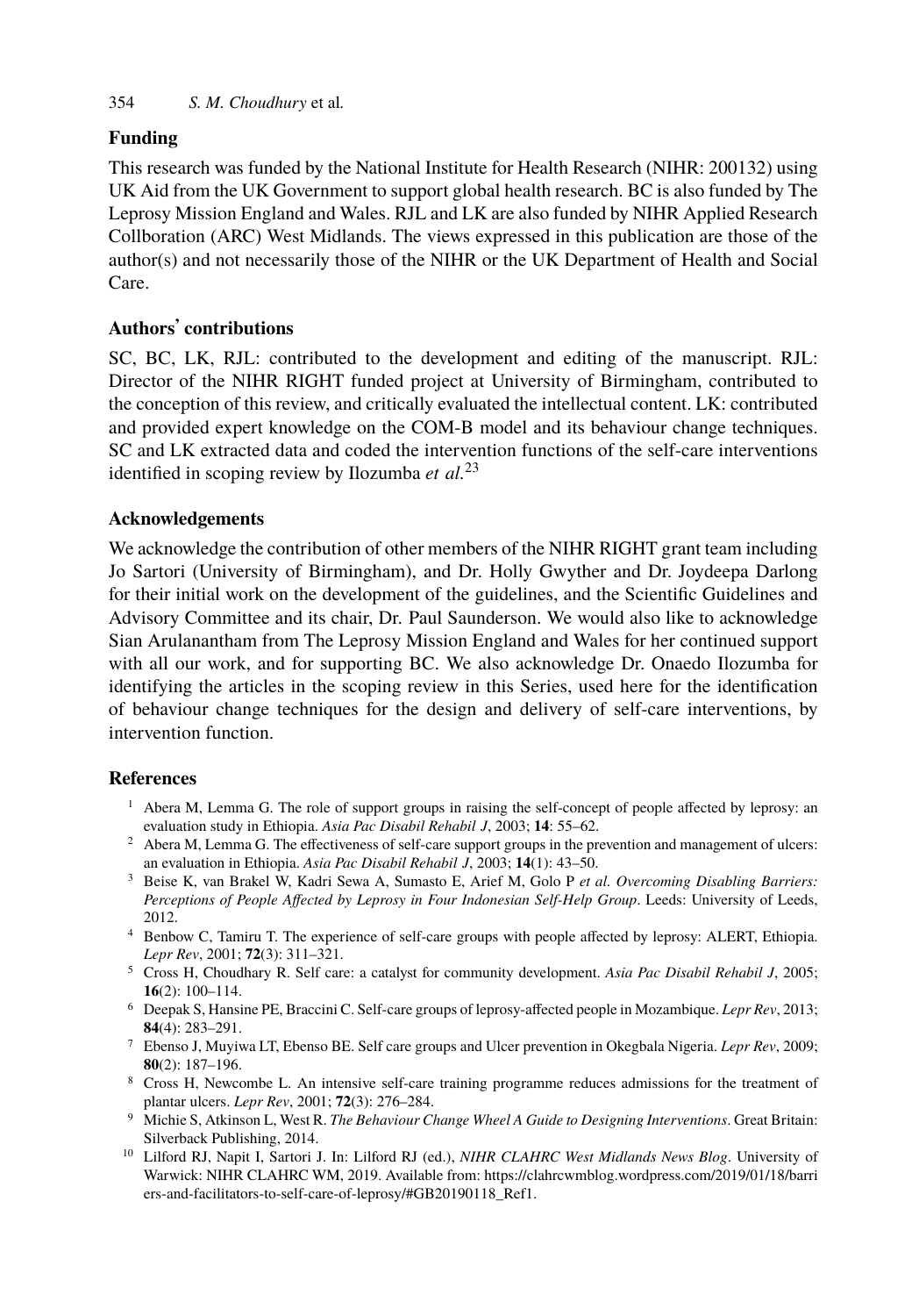## Funding

This research was funded by the National Institute for Health Research (NIHR: 200132) using UK Aid from the UK Government to support global health research. BC is also funded by The Leprosy Mission England and Wales. RJL and LK are also funded by NIHR Applied Research Collboration (ARC) West Midlands. The views expressed in this publication are those of the author(s) and not necessarily those of the NIHR or the UK Department of Health and Social Care.

## Authors' contributions

SC, BC, LK, RJL: contributed to the development and editing of the manuscript. RJL: Director of the NIHR RIGHT funded project at University of Birmingham, contributed to the conception of this review, and critically evaluated the intellectual content. LK: contributed and provided expert knowledge on the COM-B model and its behaviour change techniques. SC and LK extracted data and coded the intervention functions of the self-care interventions identified in scoping review by Ilozumba *et al.*[23]

## Acknowledgements

We acknowledge the contribution of other members of the NIHR RIGHT grant team including Jo Sartori (University of Birmingham), and Dr. Holly Gwyther and Dr. Joydeepa Darlong for their initial work on the development of the guidelines, and the Scientific Guidelines and Advisory Committee and its chair, Dr. Paul Saunderson. We would also like to acknowledge Sian Arulanantham from The Leprosy Mission England and Wales for her continued support with all our work, and for supporting BC. We also acknowledge Dr. Onaedo Ilozumba for identifying the articles in the scoping review in this Series, used here for the identification of behaviour change techniques for the design and delivery of self-care interventions, by intervention function.

## References

1. Abera M, Lemma G. The role of support groups in raising the self-concept of people affected by leprosy: an evaluation study in Ethiopia. *Asia Pac Disabil Rehabil J*, 2003; **14**: 55–62.
2. Abera M, Lemma G. The effectiveness of self-care support groups in the prevention and management of ulcers: an evaluation in Ethiopia. *Asia Pac Disabil Rehabil J*, 2003; **14**(1): 43–50.
3. Beise K, van Brakel W, Kadri Sewa A, Sumasto E, Arief M, Golo P *et al. Overcoming Disabling Barriers: Perceptions of People Affected by Leprosy in Four Indonesian Self-Help Group*. Leeds: University of Leeds, 2012.
4. Benbow C, Tamiru T. The experience of self-care groups with people affected by leprosy: ALERT, Ethiopia. *Lepr Rev*, 2001; **72**(3): 311–321.
5. Cross H, Choudhary R. Self care: a catalyst for community development. *Asia Pac Disabil Rehabil J*, 2005; **16**(2): 100–114.
6. Deepak S, Hansine PE, Braccini C. Self-care groups of leprosy-affected people in Mozambique. *Lepr Rev*, 2013; **84**(4): 283–291.
7. Ebenso J, Muyiwa LT, Ebenso BE. Self care groups and Ulcer prevention in Okegbala Nigeria. *Lepr Rev*, 2009; **80**(2): 187–196.
8. Cross H, Newcombe L. An intensive self-care training programme reduces admissions for the treatment of plantar ulcers. *Lepr Rev*, 2001; **72**(3): 276–284.
9. Michie S, Atkinson L, West R. *The Behaviour Change Wheel A Guide to Designing Interventions*. Great Britain: Silverback Publishing, 2014.
10. Lilford RJ, Napit I, Sartori J. In: Lilford RJ (ed.), *NIHR CLAHRC West Midlands News Blog*. University of Warwick: NIHR CLAHRC WM, 2019. Available from: https://clahrcwmblog.wordpress.com/2019/01/18/barriers-and-facilitators-to-self-care-of-leprosy/#GB20190118_Ref1.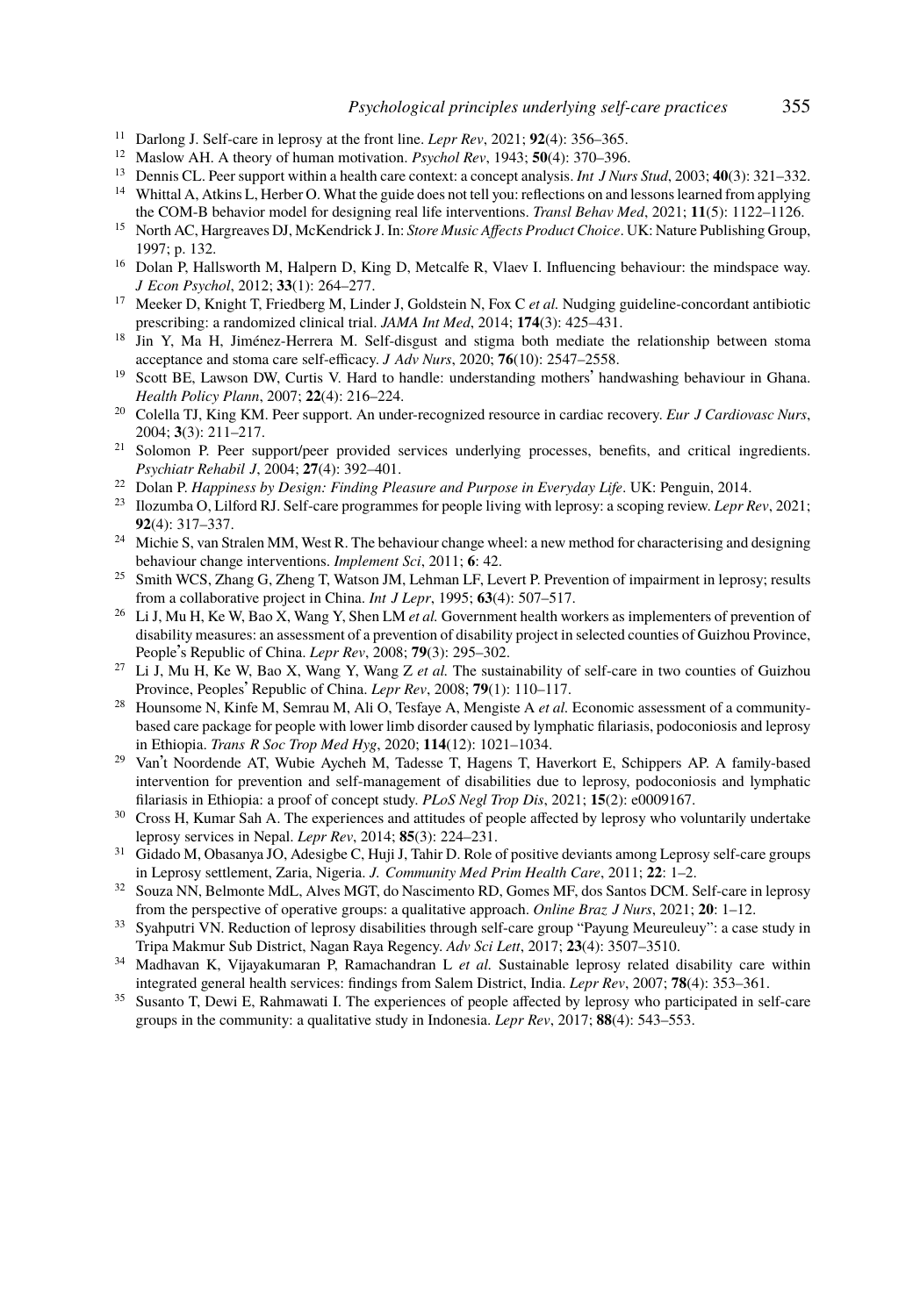11. Darlong J. Self-care in leprosy at the front line. *Lepr Rev*, 2021; **92**(4): 356–365.
12. Maslow AH. A theory of human motivation. *Psychol Rev*, 1943; **50**(4): 370–396.
13. Dennis CL. Peer support within a health care context: a concept analysis. *Int J Nurs Stud*, 2003; **40**(3): 321–332.
14. Whittal A, Atkins L, Herber O. What the guide does not tell you: reflections on and lessons learned from applying the COM-B behavior model for designing real life interventions. *Transl Behav Med*, 2021; **11**(5): 1122–1126.
15. North AC, Hargreaves DJ, McKendrick J. In: *Store Music Affects Product Choice*. UK: Nature Publishing Group, 1997; p. 132.
16. Dolan P, Hallsworth M, Halpern D, King D, Metcalfe R, Vlaev I. Influencing behaviour: the mindspace way. *J Econ Psychol*, 2012; **33**(1): 264–277.
17. Meeker D, Knight T, Friedberg M, Linder J, Goldstein N, Fox C *et al.* Nudging guideline-concordant antibiotic prescribing: a randomized clinical trial. *JAMA Int Med*, 2014; **174**(3): 425–431.
18. Jin Y, Ma H, Jiménez-Herrera M. Self-disgust and stigma both mediate the relationship between stoma acceptance and stoma care self-efficacy. *J Adv Nurs*, 2020; **76**(10): 2547–2558.
19. Scott BE, Lawson DW, Curtis V. Hard to handle: understanding mothers' handwashing behaviour in Ghana. *Health Policy Plann*, 2007; **22**(4): 216–224.
20. Colella TJ, King KM. Peer support. An under-recognized resource in cardiac recovery. *Eur J Cardiovasc Nurs*, 2004; **3**(3): 211–217.
21. Solomon P. Peer support/peer provided services underlying processes, benefits, and critical ingredients. *Psychiatr Rehabil J*, 2004; **27**(4): 392–401.
22. Dolan P. *Happiness by Design: Finding Pleasure and Purpose in Everyday Life*. UK: Penguin, 2014.
23. Ilozumba O, Lilford RJ. Self-care programmes for people living with leprosy: a scoping review. *Lepr Rev*, 2021; **92**(4): 317–337.
24. Michie S, van Stralen MM, West R. The behaviour change wheel: a new method for characterising and designing behaviour change interventions. *Implement Sci*, 2011; **6**: 42.
25. Smith WCS, Zhang G, Zheng T, Watson JM, Lehman LF, Levert P. Prevention of impairment in leprosy; results from a collaborative project in China. *Int J Lepr*, 1995; **63**(4): 507–517.
26. Li J, Mu H, Ke W, Bao X, Wang Y, Shen LM *et al.* Government health workers as implementers of prevention of disability measures: an assessment of a prevention of disability project in selected counties of Guizhou Province, People's Republic of China. *Lepr Rev*, 2008; **79**(3): 295–302.
27. Li J, Mu H, Ke W, Bao X, Wang Y, Wang Z *et al.* The sustainability of self-care in two counties of Guizhou Province, Peoples' Republic of China. *Lepr Rev*, 2008; **79**(1): 110–117.
28. Hounsome N, Kinfe M, Semrau M, Ali O, Tesfaye A, Mengiste A *et al.* Economic assessment of a community-based care package for people with lower limb disorder caused by lymphatic filariasis, podoconiosis and leprosy in Ethiopia. *Trans R Soc Trop Med Hyg*, 2020; **114**(12): 1021–1034.
29. Van't Noordende AT, Wubie Aycheh M, Tadesse T, Hagens T, Haverkort E, Schippers AP. A family-based intervention for prevention and self-management of disabilities due to leprosy, podoconiosis and lymphatic filariasis in Ethiopia: a proof of concept study. *PLoS Negl Trop Dis*, 2021; **15**(2): e0009167.
30. Cross H, Kumar Sah A. The experiences and attitudes of people affected by leprosy who voluntarily undertake leprosy services in Nepal. *Lepr Rev*, 2014; **85**(3): 224–231.
31. Gidado M, Obasanya JO, Adesigbe C, Huji J, Tahir D. Role of positive deviants among Leprosy self-care groups in Leprosy settlement, Zaria, Nigeria. *J. Community Med Prim Health Care*, 2011; **22**: 1–2.
32. Souza NN, Belmonte MdL, Alves MGT, do Nascimento RD, Gomes MF, dos Santos DCM. Self-care in leprosy from the perspective of operative groups: a qualitative approach. *Online Braz J Nurs*, 2021; **20**: 1–12.
33. Syahputri VN. Reduction of leprosy disabilities through self-care group "Payung Meureuleuy": a case study in Tripa Makmur Sub District, Nagan Raya Regency. *Adv Sci Lett*, 2017; **23**(4): 3507–3510.
34. Madhavan K, Vijayakumaran P, Ramachandran L *et al.* Sustainable leprosy related disability care within integrated general health services: findings from Salem District, India. *Lepr Rev*, 2007; **78**(4): 353–361.
35. Susanto T, Dewi E, Rahmawati I. The experiences of people affected by leprosy who participated in self-care groups in the community: a qualitative study in Indonesia. *Lepr Rev*, 2017; **88**(4): 543–553.